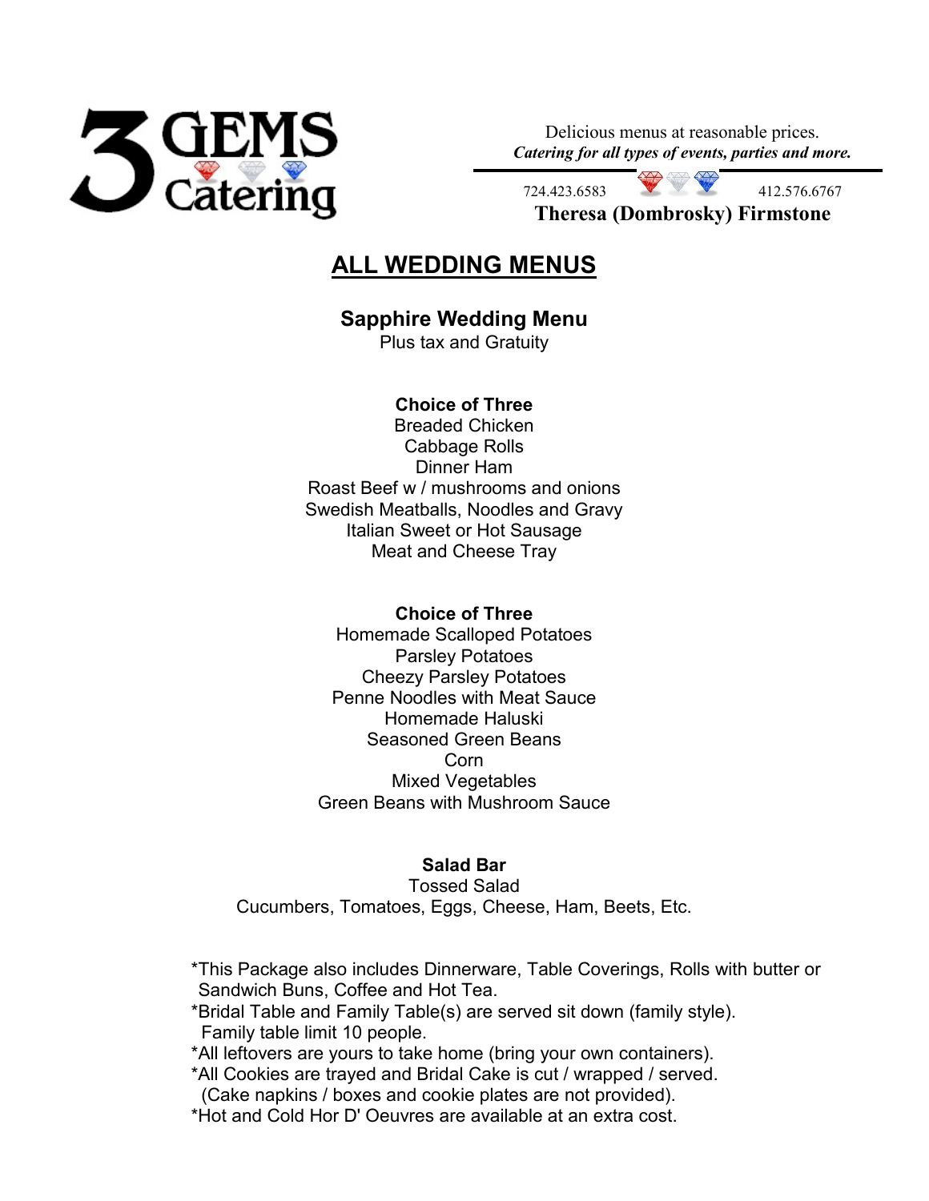# 3 GEMS Catering

Delicious menus at reasonable prices.
***Catering for all types of events, parties and more.***

724.423.6583 412.576.6767
**Theresa (Dombrosky) Firmstone**

# ALL WEDDING MENUS

## Sapphire Wedding Menu

Plus tax and Gratuity

**Choice of Three**

Breaded Chicken
Cabbage Rolls
Dinner Ham
Roast Beef w / mushrooms and onions
Swedish Meatballs, Noodles and Gravy
Italian Sweet or Hot Sausage
Meat and Cheese Tray

**Choice of Three**

Homemade Scalloped Potatoes
Parsley Potatoes
Cheezy Parsley Potatoes
Penne Noodles with Meat Sauce
Homemade Haluski
Seasoned Green Beans
Corn
Mixed Vegetables
Green Beans with Mushroom Sauce

**Salad Bar**

Tossed Salad
Cucumbers, Tomatoes, Eggs, Cheese, Ham, Beets, Etc.

*This Package also includes Dinnerware, Table Coverings, Rolls with butter or Sandwich Buns, Coffee and Hot Tea.
*Bridal Table and Family Table(s) are served sit down (family style). Family table limit 10 people.
*All leftovers are yours to take home (bring your own containers).
*All Cookies are trayed and Bridal Cake is cut / wrapped / served. (Cake napkins / boxes and cookie plates are not provided).
*Hot and Cold Hor D' Oeuvres are available at an extra cost.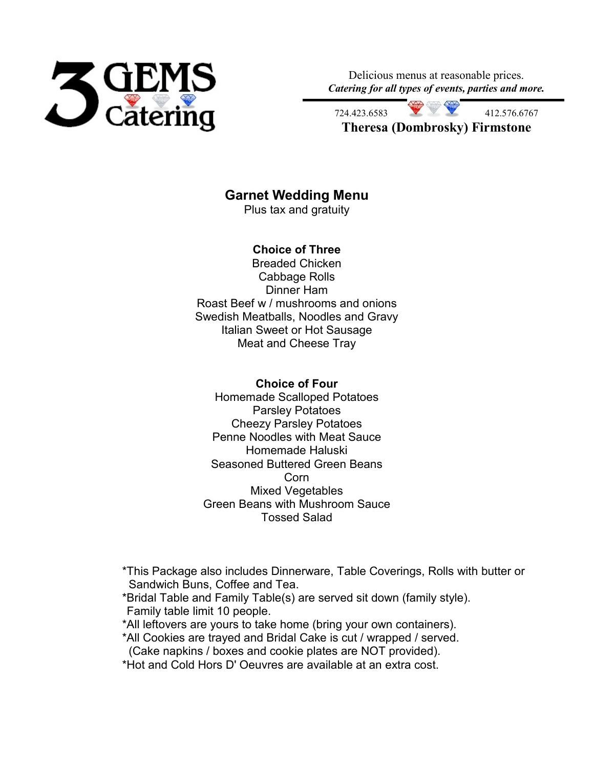# 3 GEMS Catering

Delicious menus at reasonable prices.
***Catering for all types of events, parties and more.***

724.423.6583 412.576.6767

**Theresa (Dombrosky) Firmstone**

## Garnet Wedding Menu

Plus tax and gratuity

**Choice of Three**

Breaded Chicken
Cabbage Rolls
Dinner Ham
Roast Beef w / mushrooms and onions
Swedish Meatballs, Noodles and Gravy
Italian Sweet or Hot Sausage
Meat and Cheese Tray

**Choice of Four**

Homemade Scalloped Potatoes
Parsley Potatoes
Cheezy Parsley Potatoes
Penne Noodles with Meat Sauce
Homemade Haluski
Seasoned Buttered Green Beans
Corn
Mixed Vegetables
Green Beans with Mushroom Sauce
Tossed Salad

*This Package also includes Dinnerware, Table Coverings, Rolls with butter or Sandwich Buns, Coffee and Tea.
*Bridal Table and Family Table(s) are served sit down (family style). Family table limit 10 people.
*All leftovers are yours to take home (bring your own containers).
*All Cookies are trayed and Bridal Cake is cut / wrapped / served. (Cake napkins / boxes and cookie plates are NOT provided).
*Hot and Cold Hors D' Oeuvres are available at an extra cost.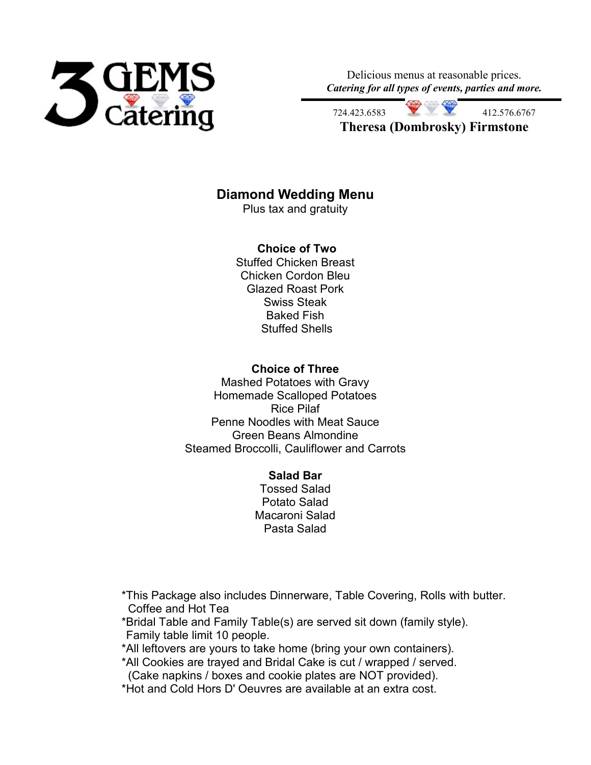3 GEMS Catering

Delicious menus at reasonable prices.
***Catering for all types of events, parties and more.***

724.423.6583 412.576.6767
**Theresa (Dombrosky) Firmstone**

## Diamond Wedding Menu

Plus tax and gratuity

**Choice of Two**
Stuffed Chicken Breast
Chicken Cordon Bleu
Glazed Roast Pork
Swiss Steak
Baked Fish
Stuffed Shells

**Choice of Three**
Mashed Potatoes with Gravy
Homemade Scalloped Potatoes
Rice Pilaf
Penne Noodles with Meat Sauce
Green Beans Almondine
Steamed Broccolli, Cauliflower and Carrots

**Salad Bar**
Tossed Salad
Potato Salad
Macaroni Salad
Pasta Salad

*This Package also includes Dinnerware, Table Covering, Rolls with butter. Coffee and Hot Tea
*Bridal Table and Family Table(s) are served sit down (family style). Family table limit 10 people.
*All leftovers are yours to take home (bring your own containers).
*All Cookies are trayed and Bridal Cake is cut / wrapped / served. (Cake napkins / boxes and cookie plates are NOT provided).
*Hot and Cold Hors D' Oeuvres are available at an extra cost.